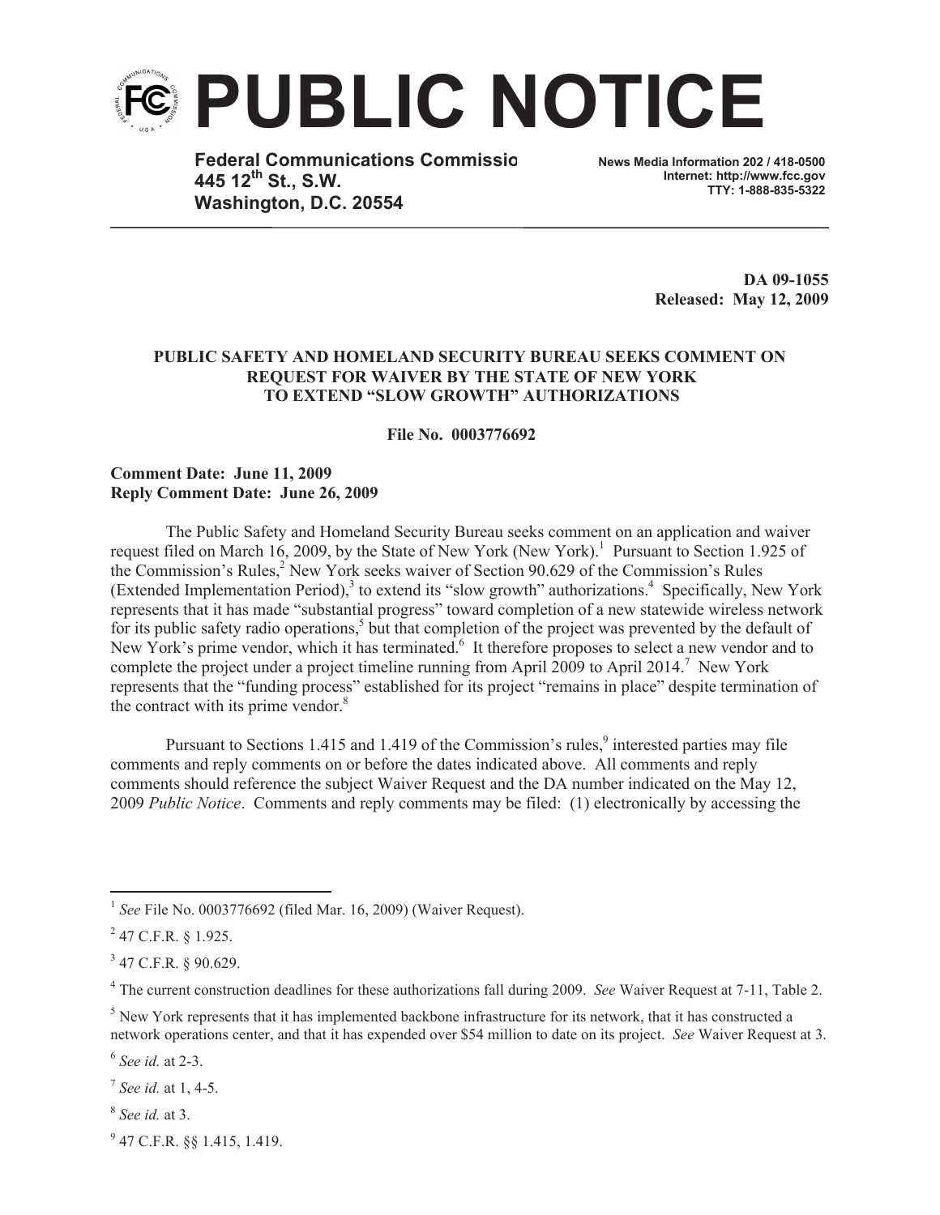# PUBLIC NOTICE

**Federal Communications Commissio**
**445 12th St., S.W.**
**Washington, D.C. 20554**

**News Media Information 202 / 418-0500**
**Internet: http://www.fcc.gov**
**TTY: 1-888-835-5322**

**DA 09-1055**
**Released: May 12, 2009**

**PUBLIC SAFETY AND HOMELAND SECURITY BUREAU SEEKS COMMENT ON REQUEST FOR WAIVER BY THE STATE OF NEW YORK TO EXTEND "SLOW GROWTH" AUTHORIZATIONS**

**File No. 0003776692**

**Comment Date: June 11, 2009**
**Reply Comment Date: June 26, 2009**

The Public Safety and Homeland Security Bureau seeks comment on an application and waiver request filed on March 16, 2009, by the State of New York (New York).[1] Pursuant to Section 1.925 of the Commission's Rules,[2] New York seeks waiver of Section 90.629 of the Commission's Rules (Extended Implementation Period),[3] to extend its "slow growth" authorizations.[4] Specifically, New York represents that it has made "substantial progress" toward completion of a new statewide wireless network for its public safety radio operations,[5] but that completion of the project was prevented by the default of New York's prime vendor, which it has terminated.[6] It therefore proposes to select a new vendor and to complete the project under a project timeline running from April 2009 to April 2014.[7] New York represents that the "funding process" established for its project "remains in place" despite termination of the contract with its prime vendor.[8]

Pursuant to Sections 1.415 and 1.419 of the Commission's rules,[9] interested parties may file comments and reply comments on or before the dates indicated above. All comments and reply comments should reference the subject Waiver Request and the DA number indicated on the May 12, 2009 *Public Notice*. Comments and reply comments may be filed: (1) electronically by accessing the

---

[1] *See* File No. 0003776692 (filed Mar. 16, 2009) (Waiver Request).

[2] 47 C.F.R. § 1.925.

[3] 47 C.F.R. § 90.629.

[4] The current construction deadlines for these authorizations fall during 2009. *See* Waiver Request at 7-11, Table 2.

[5] New York represents that it has implemented backbone infrastructure for its network, that it has constructed a network operations center, and that it has expended over $54 million to date on its project. *See* Waiver Request at 3.

[6] *See id.* at 2-3.

[7] *See id.* at 1, 4-5.

[8] *See id.* at 3.

[9] 47 C.F.R. §§ 1.415, 1.419.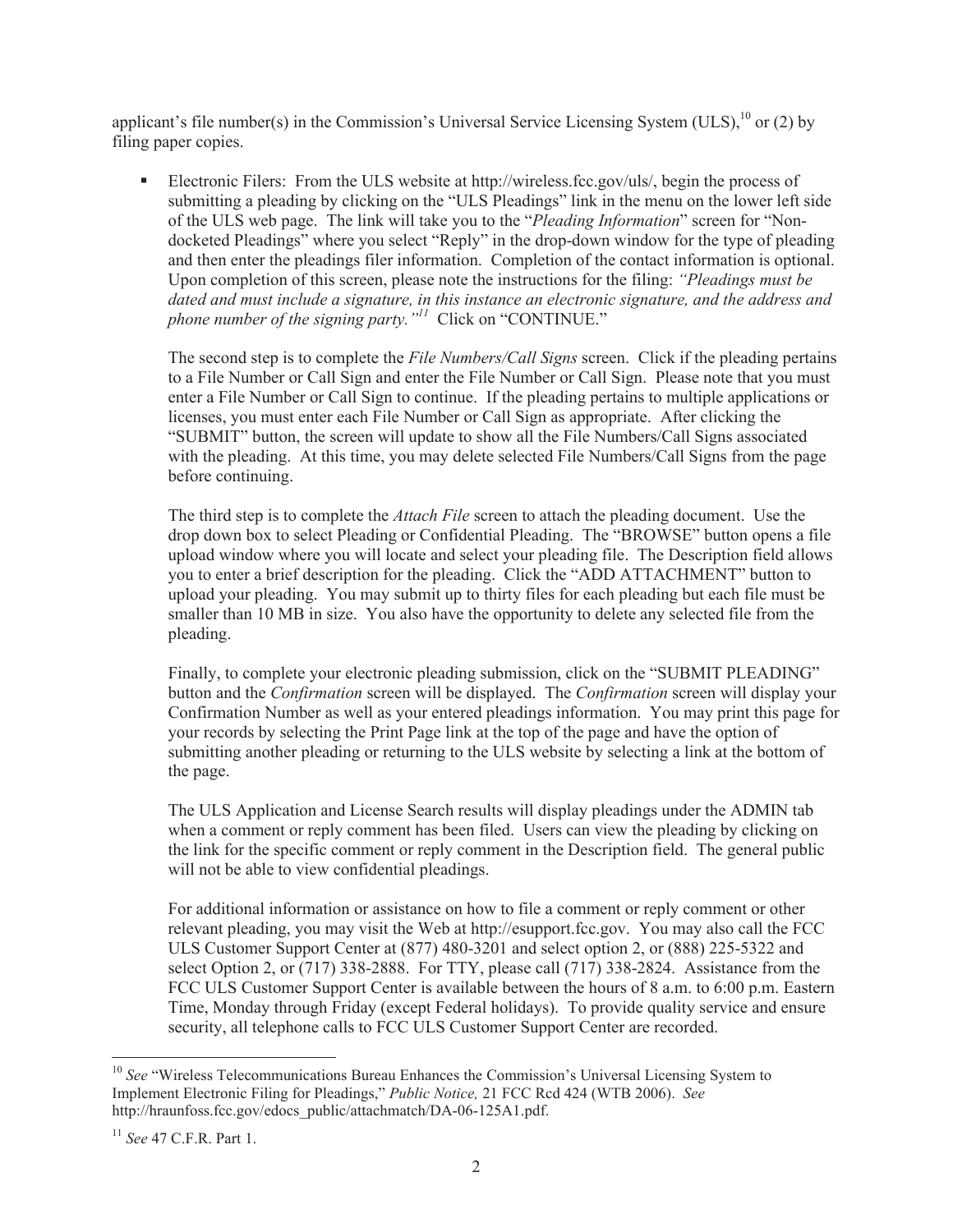applicant's file number(s) in the Commission's Universal Service Licensing System (ULS),[10] or (2) by filing paper copies.

- Electronic Filers: From the ULS website at http://wireless.fcc.gov/uls/, begin the process of submitting a pleading by clicking on the "ULS Pleadings" link in the menu on the lower left side of the ULS web page. The link will take you to the "*Pleading Information*" screen for "Non-docketed Pleadings" where you select "Reply" in the drop-down window for the type of pleading and then enter the pleadings filer information. Completion of the contact information is optional. Upon completion of this screen, please note the instructions for the filing: *"Pleadings must be dated and must include a signature, in this instance an electronic signature, and the address and phone number of the signing party."*[11] Click on "CONTINUE."

  The second step is to complete the *File Numbers/Call Signs* screen. Click if the pleading pertains to a File Number or Call Sign and enter the File Number or Call Sign. Please note that you must enter a File Number or Call Sign to continue. If the pleading pertains to multiple applications or licenses, you must enter each File Number or Call Sign as appropriate. After clicking the "SUBMIT" button, the screen will update to show all the File Numbers/Call Signs associated with the pleading. At this time, you may delete selected File Numbers/Call Signs from the page before continuing.

  The third step is to complete the *Attach File* screen to attach the pleading document. Use the drop down box to select Pleading or Confidential Pleading. The "BROWSE" button opens a file upload window where you will locate and select your pleading file. The Description field allows you to enter a brief description for the pleading. Click the "ADD ATTACHMENT" button to upload your pleading. You may submit up to thirty files for each pleading but each file must be smaller than 10 MB in size. You also have the opportunity to delete any selected file from the pleading.

  Finally, to complete your electronic pleading submission, click on the "SUBMIT PLEADING" button and the *Confirmation* screen will be displayed. The *Confirmation* screen will display your Confirmation Number as well as your entered pleadings information. You may print this page for your records by selecting the Print Page link at the top of the page and have the option of submitting another pleading or returning to the ULS website by selecting a link at the bottom of the page.

  The ULS Application and License Search results will display pleadings under the ADMIN tab when a comment or reply comment has been filed. Users can view the pleading by clicking on the link for the specific comment or reply comment in the Description field. The general public will not be able to view confidential pleadings.

  For additional information or assistance on how to file a comment or reply comment or other relevant pleading, you may visit the Web at http://esupport.fcc.gov. You may also call the FCC ULS Customer Support Center at (877) 480-3201 and select option 2, or (888) 225-5322 and select Option 2, or (717) 338-2888. For TTY, please call (717) 338-2824. Assistance from the FCC ULS Customer Support Center is available between the hours of 8 a.m. to 6:00 p.m. Eastern Time, Monday through Friday (except Federal holidays). To provide quality service and ensure security, all telephone calls to FCC ULS Customer Support Center are recorded.

---

[10] *See* "Wireless Telecommunications Bureau Enhances the Commission's Universal Licensing System to Implement Electronic Filing for Pleadings," *Public Notice,* 21 FCC Rcd 424 (WTB 2006). *See* http://hraunfoss.fcc.gov/edocs_public/attachmatch/DA-06-125A1.pdf.

[11] *See* 47 C.F.R. Part 1.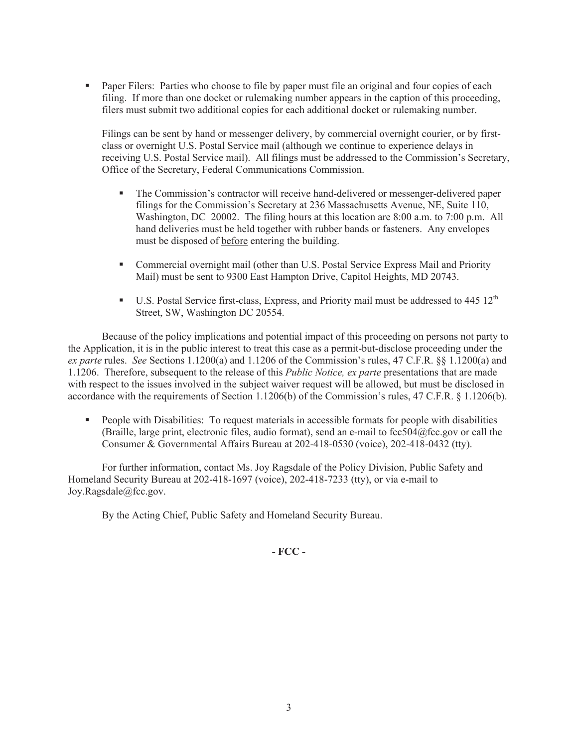- Paper Filers: Parties who choose to file by paper must file an original and four copies of each filing. If more than one docket or rulemaking number appears in the caption of this proceeding, filers must submit two additional copies for each additional docket or rulemaking number.

  Filings can be sent by hand or messenger delivery, by commercial overnight courier, or by first-class or overnight U.S. Postal Service mail (although we continue to experience delays in receiving U.S. Postal Service mail). All filings must be addressed to the Commission's Secretary, Office of the Secretary, Federal Communications Commission.

  - The Commission's contractor will receive hand-delivered or messenger-delivered paper filings for the Commission's Secretary at 236 Massachusetts Avenue, NE, Suite 110, Washington, DC 20002. The filing hours at this location are 8:00 a.m. to 7:00 p.m. All hand deliveries must be held together with rubber bands or fasteners. Any envelopes must be disposed of before entering the building.

  - Commercial overnight mail (other than U.S. Postal Service Express Mail and Priority Mail) must be sent to 9300 East Hampton Drive, Capitol Heights, MD 20743.

  - U.S. Postal Service first-class, Express, and Priority mail must be addressed to 445 12th Street, SW, Washington DC 20554.

Because of the policy implications and potential impact of this proceeding on persons not party to the Application, it is in the public interest to treat this case as a permit-but-disclose proceeding under the *ex parte* rules. *See* Sections 1.1200(a) and 1.1206 of the Commission's rules, 47 C.F.R. §§ 1.1200(a) and 1.1206. Therefore, subsequent to the release of this *Public Notice, ex parte* presentations that are made with respect to the issues involved in the subject waiver request will be allowed, but must be disclosed in accordance with the requirements of Section 1.1206(b) of the Commission's rules, 47 C.F.R. § 1.1206(b).

- People with Disabilities: To request materials in accessible formats for people with disabilities (Braille, large print, electronic files, audio format), send an e-mail to fcc504@fcc.gov or call the Consumer & Governmental Affairs Bureau at 202-418-0530 (voice), 202-418-0432 (tty).

For further information, contact Ms. Joy Ragsdale of the Policy Division, Public Safety and Homeland Security Bureau at 202-418-1697 (voice), 202-418-7233 (tty), or via e-mail to Joy.Ragsdale@fcc.gov.

By the Acting Chief, Public Safety and Homeland Security Bureau.

**- FCC -**